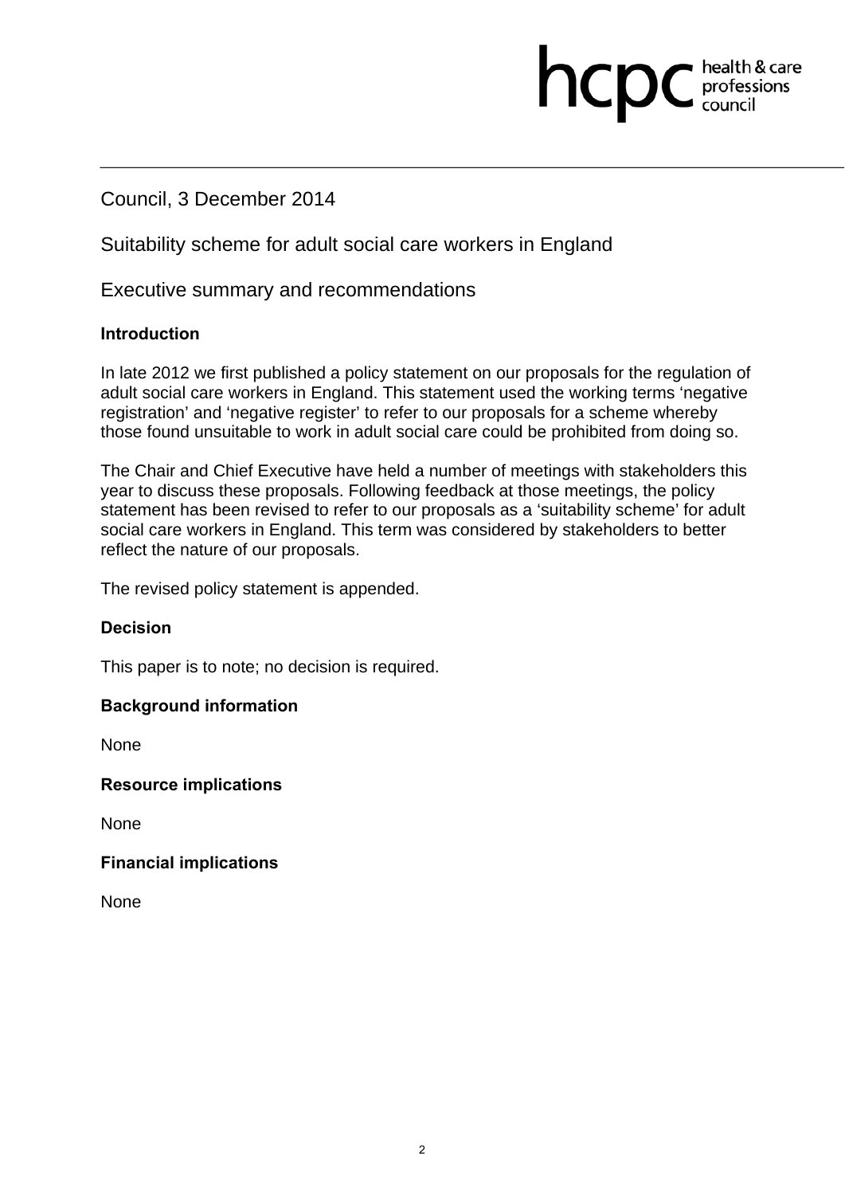Council, 3 December 2014

# Suitability scheme for adult social care workers in England

## Executive summary and recommendations

### Introduction

In late 2012 we first published a policy statement on our proposals for the regulation of adult social care workers in England. This statement used the working terms 'negative registration' and 'negative register' to refer to our proposals for a scheme whereby those found unsuitable to work in adult social care could be prohibited from doing so.

The Chair and Chief Executive have held a number of meetings with stakeholders this year to discuss these proposals. Following feedback at those meetings, the policy statement has been revised to refer to our proposals as a 'suitability scheme' for adult social care workers in England. This term was considered by stakeholders to better reflect the nature of our proposals.

The revised policy statement is appended.

### Decision

This paper is to note; no decision is required.

### Background information

None

### Resource implications

None

### Financial implications

None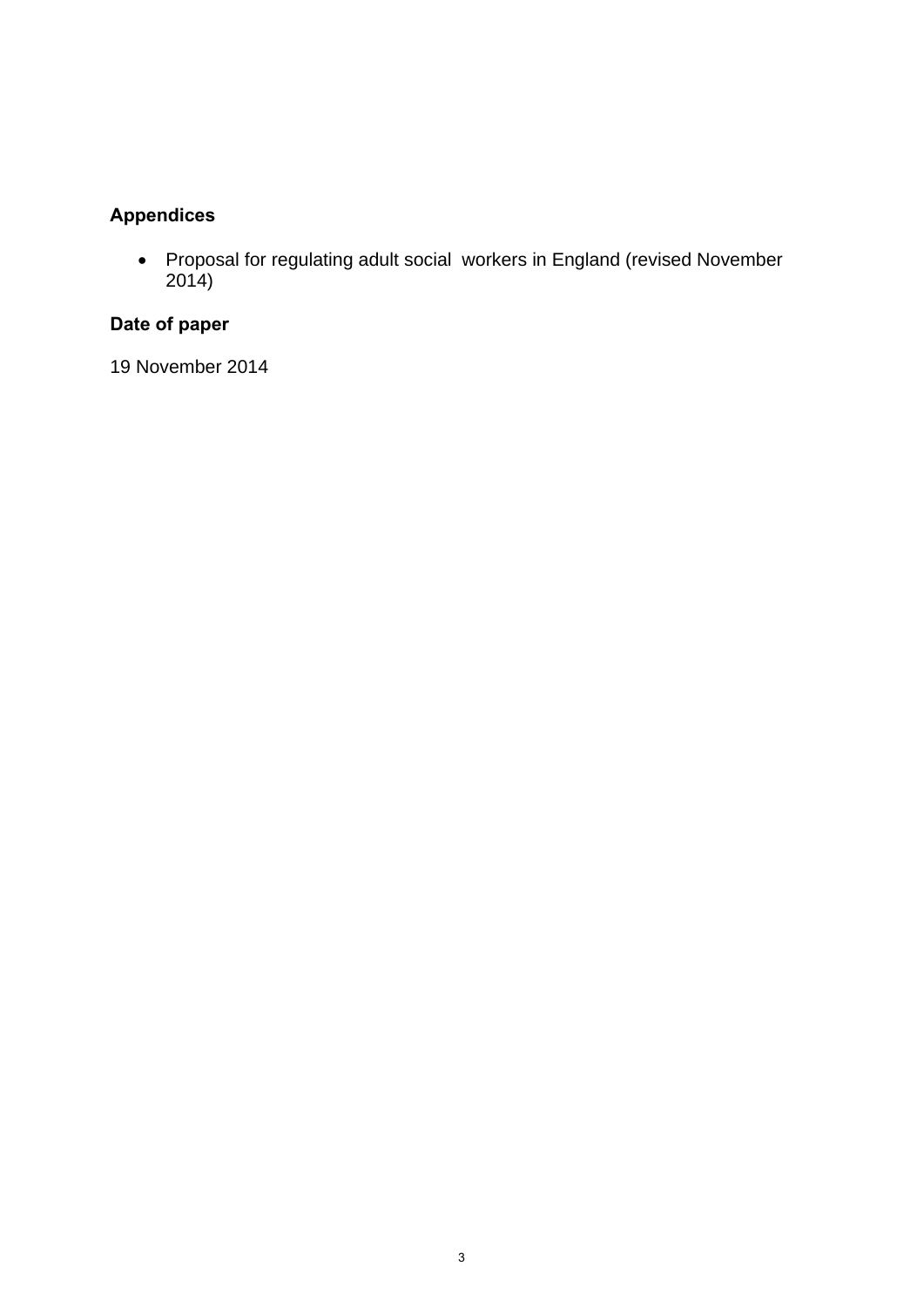## Appendices

- Proposal for regulating adult social workers in England (revised November 2014)

## Date of paper

19 November 2014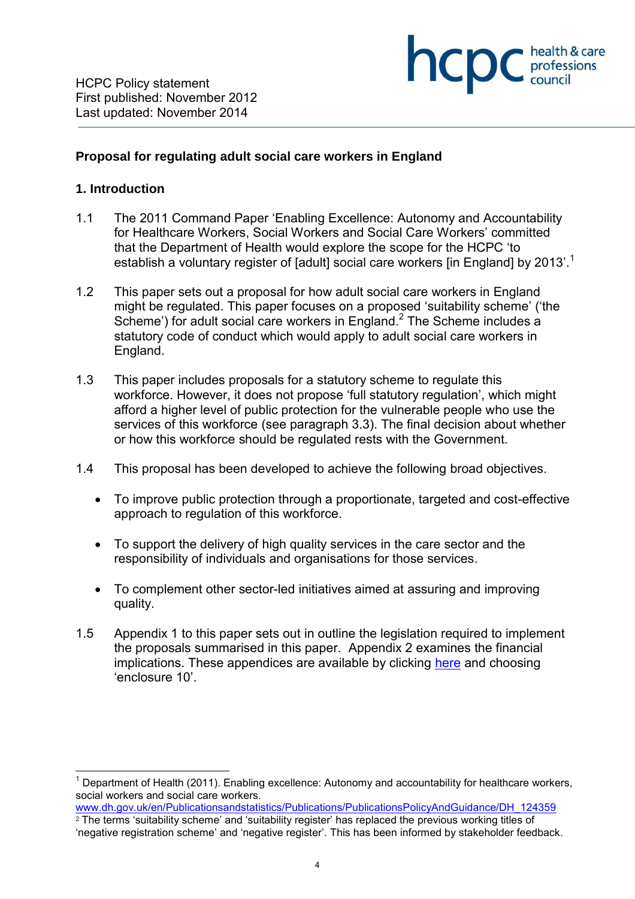HCPC Policy statement
First published: November 2012
Last updated: November 2014

**Proposal for regulating adult social care workers in England**

## 1. Introduction

1.1 The 2011 Command Paper 'Enabling Excellence: Autonomy and Accountability for Healthcare Workers, Social Workers and Social Care Workers' committed that the Department of Health would explore the scope for the HCPC 'to establish a voluntary register of [adult] social care workers [in England] by 2013'.[1]

1.2 This paper sets out a proposal for how adult social care workers in England might be regulated. This paper focuses on a proposed 'suitability scheme' ('the Scheme') for adult social care workers in England.[2] The Scheme includes a statutory code of conduct which would apply to adult social care workers in England.

1.3 This paper includes proposals for a statutory scheme to regulate this workforce. However, it does not propose 'full statutory regulation', which might afford a higher level of public protection for the vulnerable people who use the services of this workforce (see paragraph 3.3). The final decision about whether or how this workforce should be regulated rests with the Government.

1.4 This proposal has been developed to achieve the following broad objectives.

- To improve public protection through a proportionate, targeted and cost-effective approach to regulation of this workforce.
- To support the delivery of high quality services in the care sector and the responsibility of individuals and organisations for those services.
- To complement other sector-led initiatives aimed at assuring and improving quality.

1.5 Appendix 1 to this paper sets out in outline the legislation required to implement the proposals summarised in this paper. Appendix 2 examines the financial implications. These appendices are available by clicking here and choosing 'enclosure 10'.

---

[1] Department of Health (2011). Enabling excellence: Autonomy and accountability for healthcare workers, social workers and social care workers. www.dh.gov.uk/en/Publicationsandstatistics/Publications/PublicationsPolicyAndGuidance/DH_124359

[2] The terms 'suitability scheme' and 'suitability register' has replaced the previous working titles of 'negative registration scheme' and 'negative register'. This has been informed by stakeholder feedback.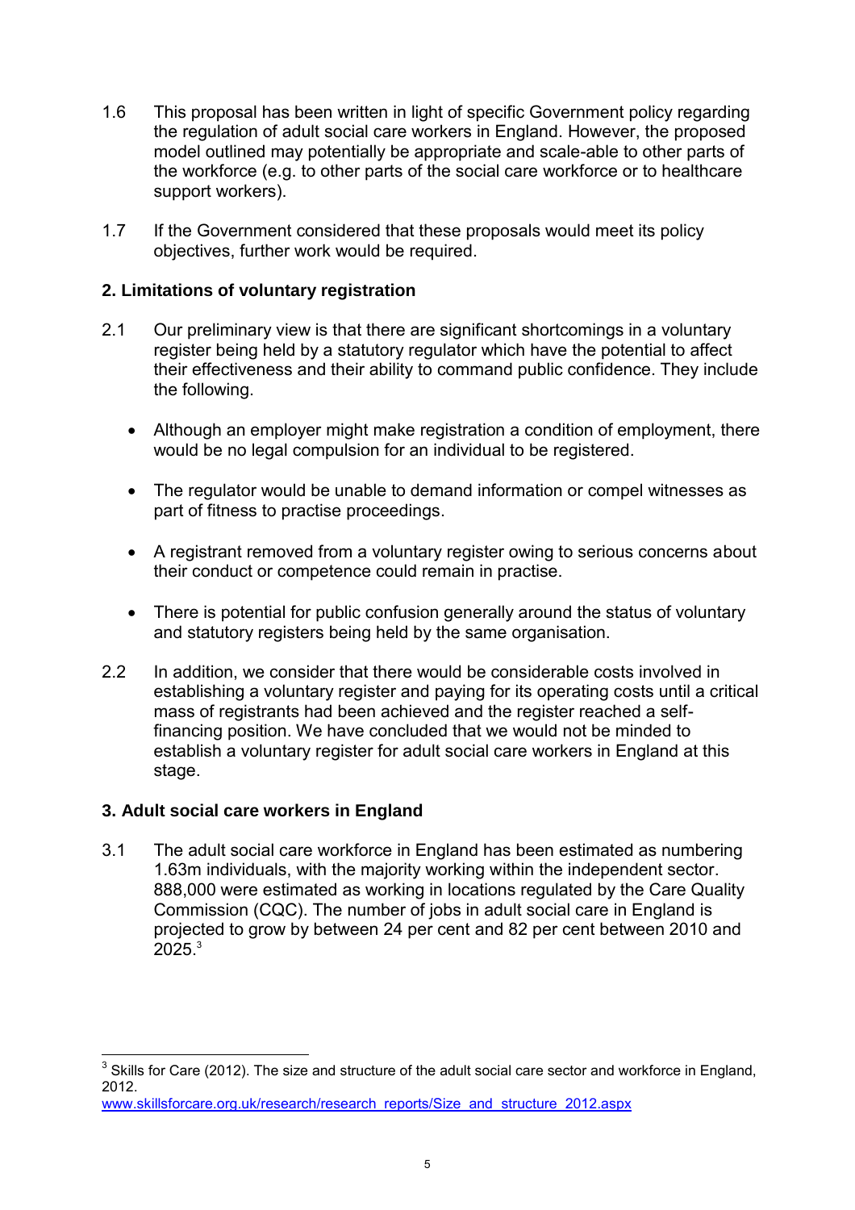1.6 This proposal has been written in light of specific Government policy regarding the regulation of adult social care workers in England. However, the proposed model outlined may potentially be appropriate and scale-able to other parts of the workforce (e.g. to other parts of the social care workforce or to healthcare support workers).

1.7 If the Government considered that these proposals would meet its policy objectives, further work would be required.

## 2. Limitations of voluntary registration

2.1 Our preliminary view is that there are significant shortcomings in a voluntary register being held by a statutory regulator which have the potential to affect their effectiveness and their ability to command public confidence. They include the following.

- Although an employer might make registration a condition of employment, there would be no legal compulsion for an individual to be registered.
- The regulator would be unable to demand information or compel witnesses as part of fitness to practise proceedings.
- A registrant removed from a voluntary register owing to serious concerns about their conduct or competence could remain in practise.
- There is potential for public confusion generally around the status of voluntary and statutory registers being held by the same organisation.

2.2 In addition, we consider that there would be considerable costs involved in establishing a voluntary register and paying for its operating costs until a critical mass of registrants had been achieved and the register reached a self-financing position. We have concluded that we would not be minded to establish a voluntary register for adult social care workers in England at this stage.

## 3. Adult social care workers in England

3.1 The adult social care workforce in England has been estimated as numbering 1.63m individuals, with the majority working within the independent sector. 888,000 were estimated as working in locations regulated by the Care Quality Commission (CQC). The number of jobs in adult social care in England is projected to grow by between 24 per cent and 82 per cent between 2010 and 2025.[3]

---

[3] Skills for Care (2012). The size and structure of the adult social care sector and workforce in England, 2012.
www.skillsforcare.org.uk/research/research_reports/Size_and_structure_2012.aspx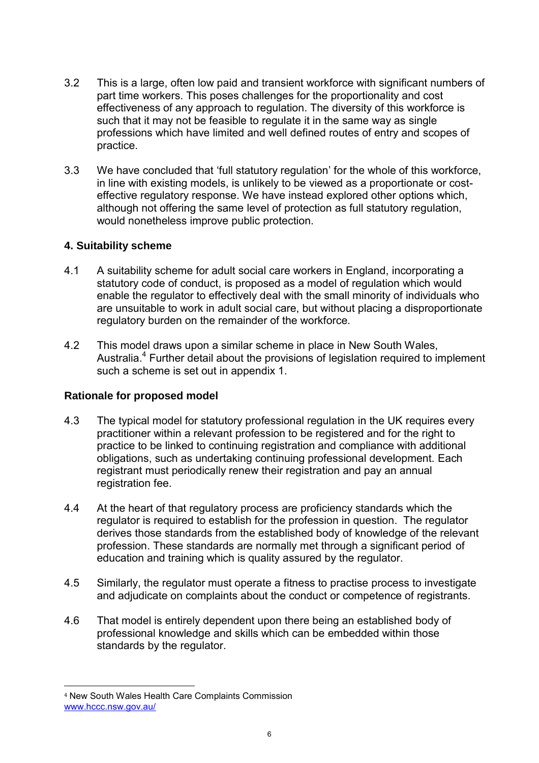3.2 This is a large, often low paid and transient workforce with significant numbers of part time workers. This poses challenges for the proportionality and cost effectiveness of any approach to regulation. The diversity of this workforce is such that it may not be feasible to regulate it in the same way as single professions which have limited and well defined routes of entry and scopes of practice.

3.3 We have concluded that 'full statutory regulation' for the whole of this workforce, in line with existing models, is unlikely to be viewed as a proportionate or cost-effective regulatory response. We have instead explored other options which, although not offering the same level of protection as full statutory regulation, would nonetheless improve public protection.

## 4. Suitability scheme

4.1 A suitability scheme for adult social care workers in England, incorporating a statutory code of conduct, is proposed as a model of regulation which would enable the regulator to effectively deal with the small minority of individuals who are unsuitable to work in adult social care, but without placing a disproportionate regulatory burden on the remainder of the workforce.

4.2 This model draws upon a similar scheme in place in New South Wales, Australia.[4] Further detail about the provisions of legislation required to implement such a scheme is set out in appendix 1.

### Rationale for proposed model

4.3 The typical model for statutory professional regulation in the UK requires every practitioner within a relevant profession to be registered and for the right to practice to be linked to continuing registration and compliance with additional obligations, such as undertaking continuing professional development. Each registrant must periodically renew their registration and pay an annual registration fee.

4.4 At the heart of that regulatory process are proficiency standards which the regulator is required to establish for the profession in question. The regulator derives those standards from the established body of knowledge of the relevant profession. These standards are normally met through a significant period of education and training which is quality assured by the regulator.

4.5 Similarly, the regulator must operate a fitness to practise process to investigate and adjudicate on complaints about the conduct or competence of registrants.

4.6 That model is entirely dependent upon there being an established body of professional knowledge and skills which can be embedded within those standards by the regulator.

---

[4] New South Wales Health Care Complaints Commission
www.hccc.nsw.gov.au/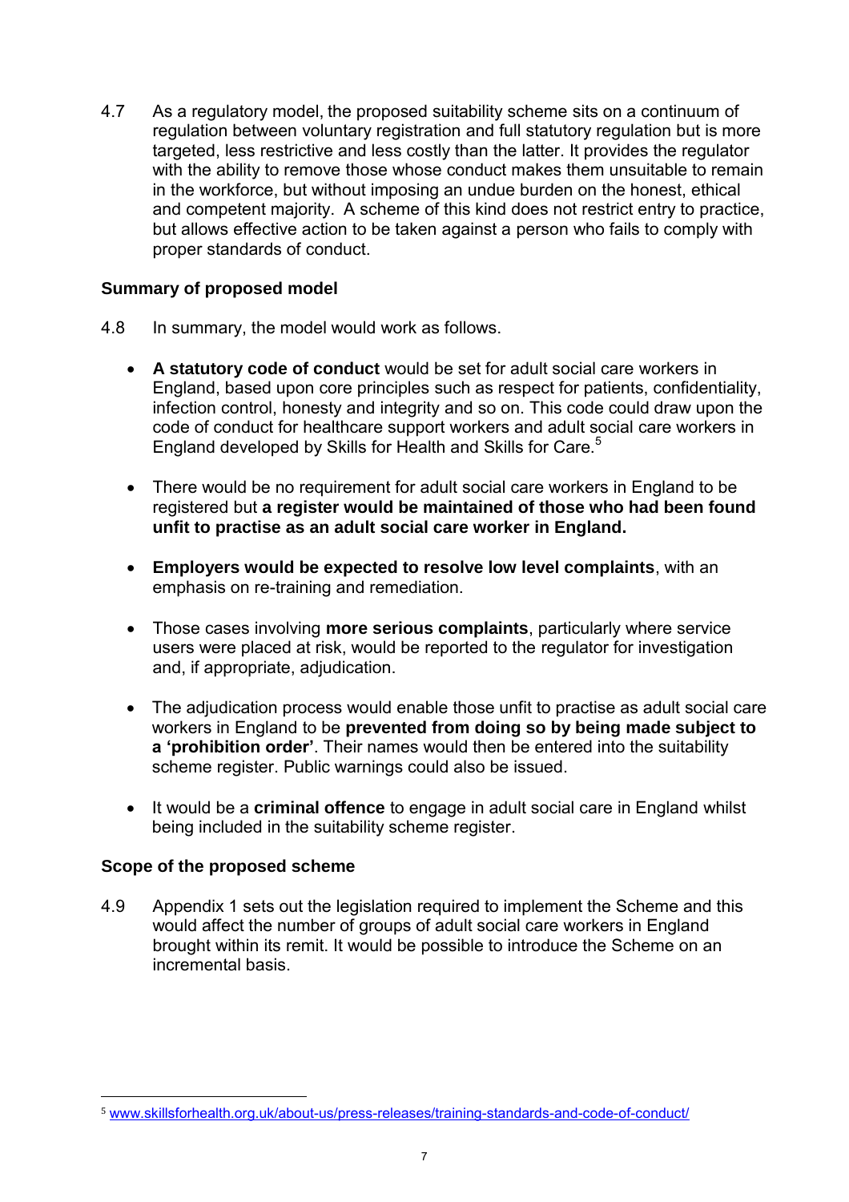4.7 As a regulatory model, the proposed suitability scheme sits on a continuum of regulation between voluntary registration and full statutory regulation but is more targeted, less restrictive and less costly than the latter. It provides the regulator with the ability to remove those whose conduct makes them unsuitable to remain in the workforce, but without imposing an undue burden on the honest, ethical and competent majority. A scheme of this kind does not restrict entry to practice, but allows effective action to be taken against a person who fails to comply with proper standards of conduct.

**Summary of proposed model**

4.8 In summary, the model would work as follows.

- **A statutory code of conduct** would be set for adult social care workers in England, based upon core principles such as respect for patients, confidentiality, infection control, honesty and integrity and so on. This code could draw upon the code of conduct for healthcare support workers and adult social care workers in England developed by Skills for Health and Skills for Care.[5]

- There would be no requirement for adult social care workers in England to be registered but **a register would be maintained of those who had been found unfit to practise as an adult social care worker in England.**

- **Employers would be expected to resolve low level complaints**, with an emphasis on re-training and remediation.

- Those cases involving **more serious complaints**, particularly where service users were placed at risk, would be reported to the regulator for investigation and, if appropriate, adjudication.

- The adjudication process would enable those unfit to practise as adult social care workers in England to be **prevented from doing so by being made subject to a 'prohibition order'**. Their names would then be entered into the suitability scheme register. Public warnings could also be issued.

- It would be a **criminal offence** to engage in adult social care in England whilst being included in the suitability scheme register.

**Scope of the proposed scheme**

4.9 Appendix 1 sets out the legislation required to implement the Scheme and this would affect the number of groups of adult social care workers in England brought within its remit. It would be possible to introduce the Scheme on an incremental basis.

[5] www.skillsforhealth.org.uk/about-us/press-releases/training-standards-and-code-of-conduct/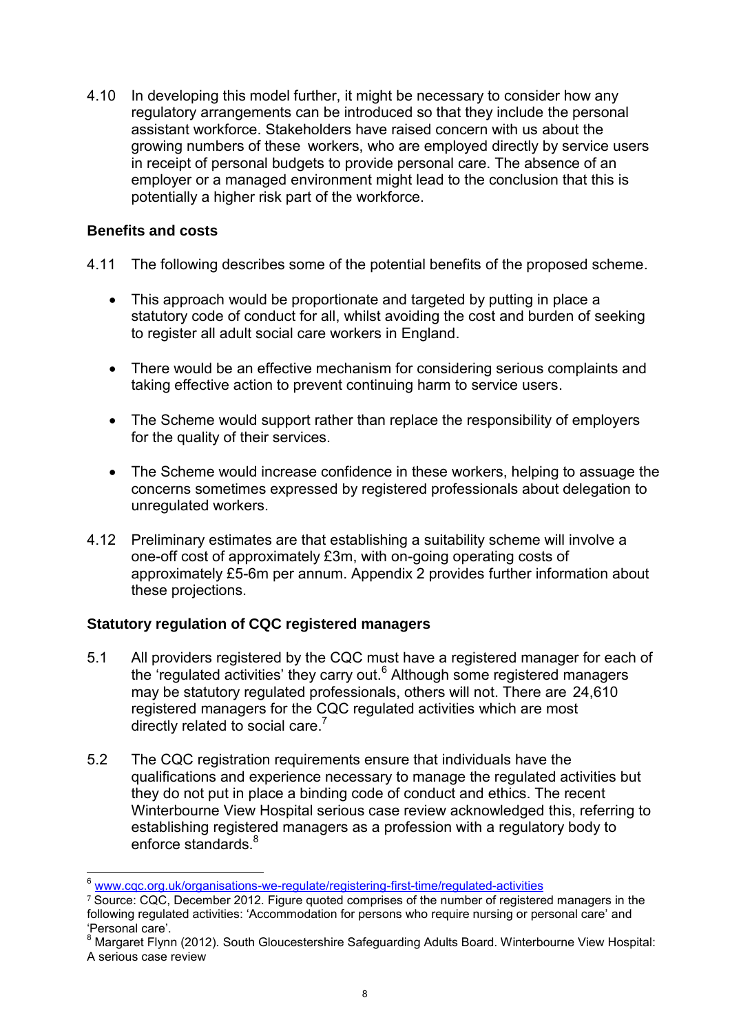4.10 In developing this model further, it might be necessary to consider how any regulatory arrangements can be introduced so that they include the personal assistant workforce. Stakeholders have raised concern with us about the growing numbers of these workers, who are employed directly by service users in receipt of personal budgets to provide personal care. The absence of an employer or a managed environment might lead to the conclusion that this is potentially a higher risk part of the workforce.

**Benefits and costs**

4.11 The following describes some of the potential benefits of the proposed scheme.

- This approach would be proportionate and targeted by putting in place a statutory code of conduct for all, whilst avoiding the cost and burden of seeking to register all adult social care workers in England.
- There would be an effective mechanism for considering serious complaints and taking effective action to prevent continuing harm to service users.
- The Scheme would support rather than replace the responsibility of employers for the quality of their services.
- The Scheme would increase confidence in these workers, helping to assuage the concerns sometimes expressed by registered professionals about delegation to unregulated workers.

4.12 Preliminary estimates are that establishing a suitability scheme will involve a one-off cost of approximately £3m, with on-going operating costs of approximately £5-6m per annum. Appendix 2 provides further information about these projections.

**Statutory regulation of CQC registered managers**

5.1 All providers registered by the CQC must have a registered manager for each of the 'regulated activities' they carry out.[6] Although some registered managers may be statutory regulated professionals, others will not. There are 24,610 registered managers for the CQC regulated activities which are most directly related to social care.[7]

5.2 The CQC registration requirements ensure that individuals have the qualifications and experience necessary to manage the regulated activities but they do not put in place a binding code of conduct and ethics. The recent Winterbourne View Hospital serious case review acknowledged this, referring to establishing registered managers as a profession with a regulatory body to enforce standards.[8]

---

[6] www.cqc.org.uk/organisations-we-regulate/registering-first-time/regulated-activities

[7] Source: CQC, December 2012. Figure quoted comprises of the number of registered managers in the following regulated activities: 'Accommodation for persons who require nursing or personal care' and 'Personal care'.

[8] Margaret Flynn (2012). South Gloucestershire Safeguarding Adults Board. Winterbourne View Hospital: A serious case review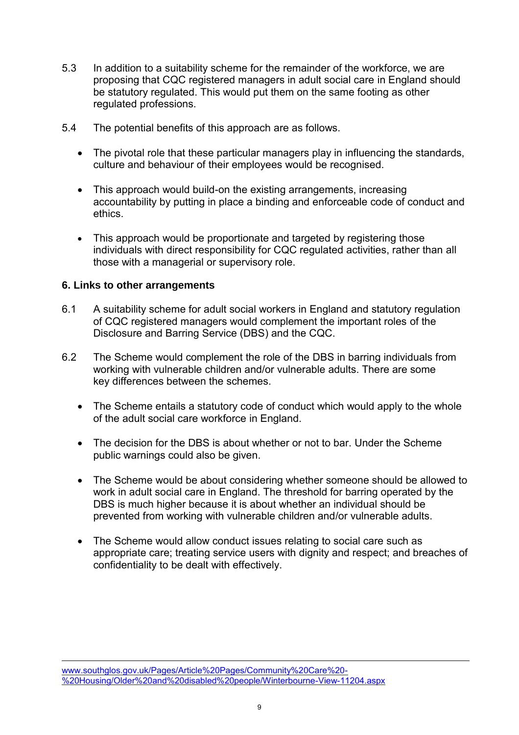5.3 In addition to a suitability scheme for the remainder of the workforce, we are proposing that CQC registered managers in adult social care in England should be statutory regulated. This would put them on the same footing as other regulated professions.

5.4 The potential benefits of this approach are as follows.

- The pivotal role that these particular managers play in influencing the standards, culture and behaviour of their employees would be recognised.
- This approach would build-on the existing arrangements, increasing accountability by putting in place a binding and enforceable code of conduct and ethics.
- This approach would be proportionate and targeted by registering those individuals with direct responsibility for CQC regulated activities, rather than all those with a managerial or supervisory role.

## 6. Links to other arrangements

6.1 A suitability scheme for adult social workers in England and statutory regulation of CQC registered managers would complement the important roles of the Disclosure and Barring Service (DBS) and the CQC.

6.2 The Scheme would complement the role of the DBS in barring individuals from working with vulnerable children and/or vulnerable adults. There are some key differences between the schemes.

- The Scheme entails a statutory code of conduct which would apply to the whole of the adult social care workforce in England.
- The decision for the DBS is about whether or not to bar. Under the Scheme public warnings could also be given.
- The Scheme would be about considering whether someone should be allowed to work in adult social care in England. The threshold for barring operated by the DBS is much higher because it is about whether an individual should be prevented from working with vulnerable children and/or vulnerable adults.
- The Scheme would allow conduct issues relating to social care such as appropriate care; treating service users with dignity and respect; and breaches of confidentiality to be dealt with effectively.

---

www.southglos.gov.uk/Pages/Article%20Pages/Community%20Care%20-%20Housing/Older%20and%20disabled%20people/Winterbourne-View-11204.aspx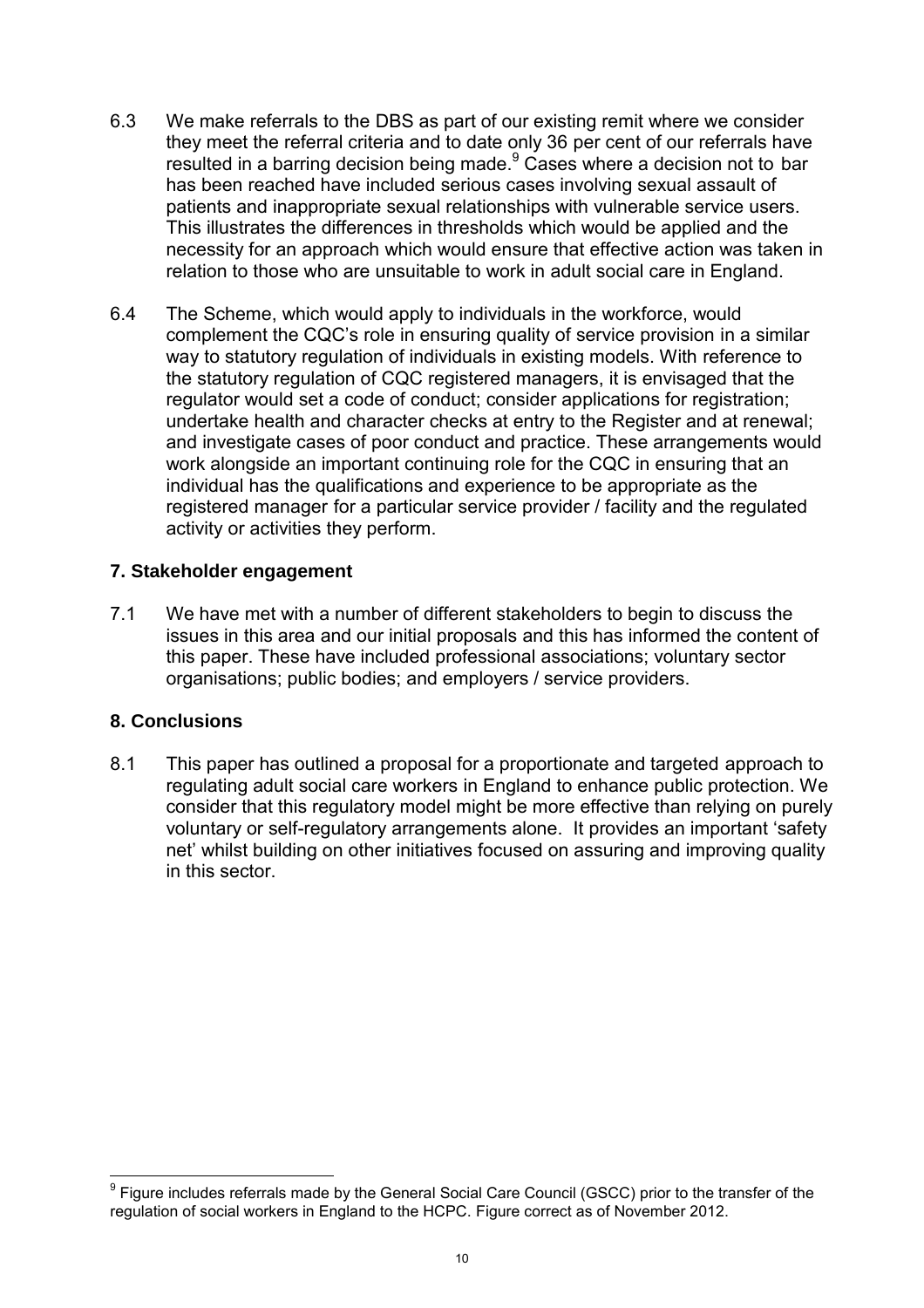6.3 We make referrals to the DBS as part of our existing remit where we consider they meet the referral criteria and to date only 36 per cent of our referrals have resulted in a barring decision being made.[9] Cases where a decision not to bar has been reached have included serious cases involving sexual assault of patients and inappropriate sexual relationships with vulnerable service users. This illustrates the differences in thresholds which would be applied and the necessity for an approach which would ensure that effective action was taken in relation to those who are unsuitable to work in adult social care in England.

6.4 The Scheme, which would apply to individuals in the workforce, would complement the CQC's role in ensuring quality of service provision in a similar way to statutory regulation of individuals in existing models. With reference to the statutory regulation of CQC registered managers, it is envisaged that the regulator would set a code of conduct; consider applications for registration; undertake health and character checks at entry to the Register and at renewal; and investigate cases of poor conduct and practice. These arrangements would work alongside an important continuing role for the CQC in ensuring that an individual has the qualifications and experience to be appropriate as the registered manager for a particular service provider / facility and the regulated activity or activities they perform.

## 7. Stakeholder engagement

7.1 We have met with a number of different stakeholders to begin to discuss the issues in this area and our initial proposals and this has informed the content of this paper. These have included professional associations; voluntary sector organisations; public bodies; and employers / service providers.

## 8. Conclusions

8.1 This paper has outlined a proposal for a proportionate and targeted approach to regulating adult social care workers in England to enhance public protection. We consider that this regulatory model might be more effective than relying on purely voluntary or self-regulatory arrangements alone. It provides an important 'safety net' whilst building on other initiatives focused on assuring and improving quality in this sector.

[9] Figure includes referrals made by the General Social Care Council (GSCC) prior to the transfer of the regulation of social workers in England to the HCPC. Figure correct as of November 2012.